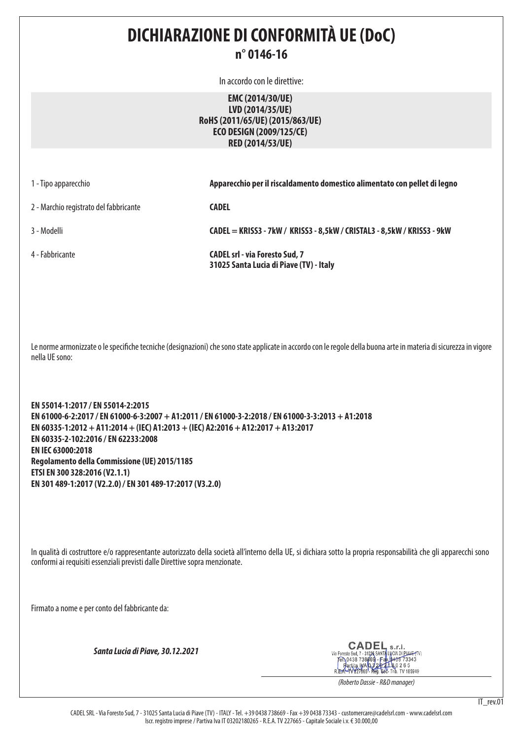# DICHIARAZIONE DI CONFORMITÀ UE (DoC)

## n° 0146-16

In accordo con le direttive:

**EMC (2014/30/UE)**
**LVD (2014/35/UE)**
**RoHS (2011/65/UE) (2015/863/UE)**
**ECO DESIGN (2009/125/CE)**
**RED (2014/53/UE)**

| | |
|---|---|
| 1 - Tipo apparecchio | **Apparecchio per il riscaldamento domestico alimentato con pellet di legno** |
| 2 - Marchio registrato del fabbricante | **CADEL** |
| 3 - Modelli | **CADEL = KRISS3 - 7kW / KRISS3 - 8,5kW / CRISTAL3 - 8,5kW / KRISS3 - 9kW** |
| 4 - Fabbricante | **CADEL srl - via Foresto Sud, 7 31025 Santa Lucia di Piave (TV) - Italy** |

Le norme armonizzate o le specifiche tecniche (designazioni) che sono state applicate in accordo con le regole della buona arte in materia di sicurezza in vigore nella UE sono:

**EN 55014-1:2017 / EN 55014-2:2015**
**EN 61000-6-2:2017 / EN 61000-6-3:2007 + A1:2011 / EN 61000-3-2:2018 / EN 61000-3-3:2013 + A1:2018**
**EN 60335-1:2012 + A11:2014 + (IEC) A1:2013 + (IEC) A2:2016 + A12:2017 + A13:2017**
**EN 60335-2-102:2016 / EN 62233:2008**
**EN IEC 63000:2018**
**Regolamento della Commissione (UE) 2015/1185**
**ETSI EN 300 328:2016 (V2.1.1)**
**EN 301 489-1:2017 (V2.2.0) / EN 301 489-17:2017 (V3.2.0)**

In qualità di costruttore e/o rappresentante autorizzato della società all'interno della UE, si dichiara sotto la propria responsabilità che gli apparecchi sono conformi ai requisiti essenziali previsti dalle Direttive sopra menzionate.

Firmato a nome e per conto del fabbricante da:

***Santa Lucia di Piave, 30.12.2021***

CADEL s.r.l.
Via Foresto Sud, 7 - 31025 SANTA LUCIA DI PIAVE (TV)
Tel. 0438 738669 - Fax 0438 73343
Partita IVA 03202180265
R.E.A. TV 227665 - Reg. Soc. Trib. TV 185949

*(Roberto Dassie - R&D manager)*

IT_rev.01

CADEL SRL - Via Foresto Sud, 7 - 31025 Santa Lucia di Piave (TV) - ITALY - Tel. +39 0438 738669 - Fax +39 0438 73343 - customercare@cadelsrl.com - www.cadelsrl.com
Iscr. registro imprese / Partiva Iva IT 03202180265 - R.E.A. TV 227665 - Capitale Sociale i.v. € 30.000,00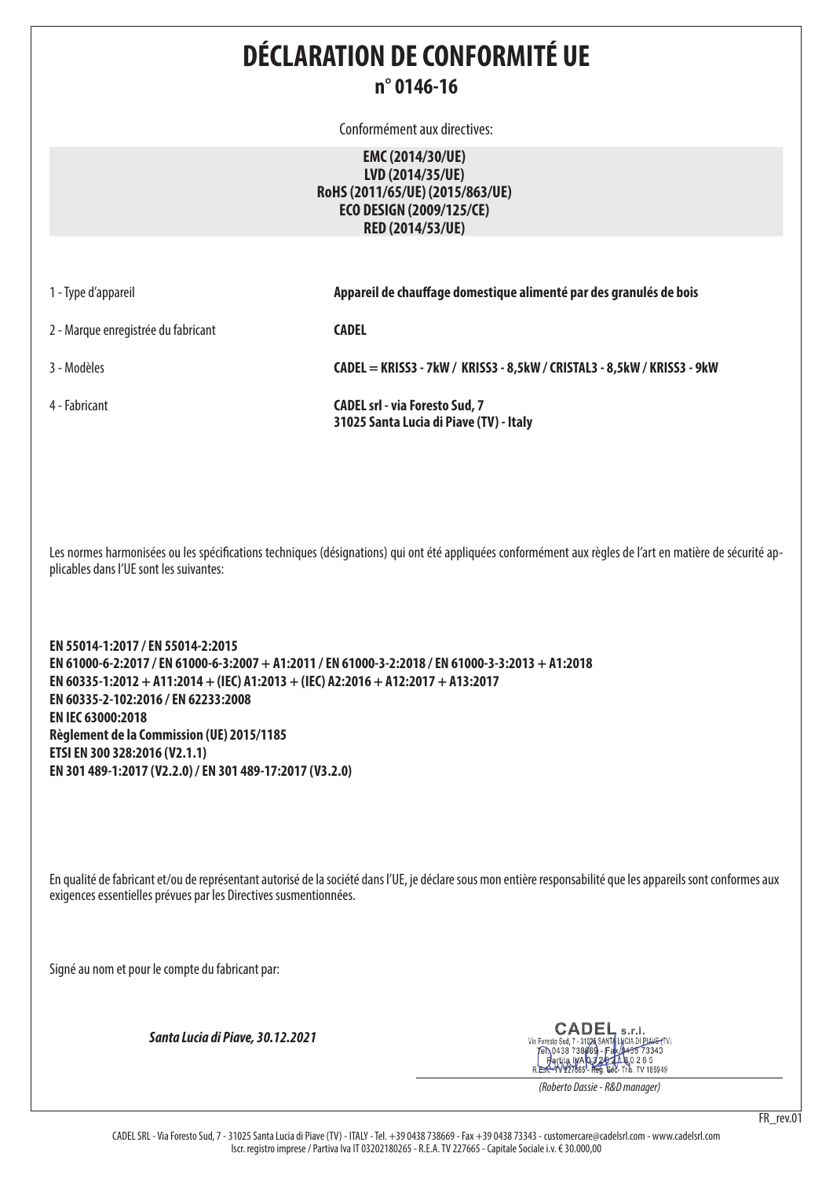# DÉCLARATION DE CONFORMITÉ UE

## n° 0146-16

Conformément aux directives:

**EMC (2014/30/UE)**
**LVD (2014/35/UE)**
**RoHS (2011/65/UE) (2015/863/UE)**
**ECO DESIGN (2009/125/CE)**
**RED (2014/53/UE)**

| | |
|---|---|
| 1 - Type d'appareil | **Appareil de chauffage domestique alimenté par des granulés de bois** |
| 2 - Marque enregistrée du fabricant | **CADEL** |
| 3 - Modèles | **CADEL = KRISS3 - 7kW / KRISS3 - 8,5kW / CRISTAL3 - 8,5kW / KRISS3 - 9kW** |
| 4 - Fabricant | **CADEL srl - via Foresto Sud, 7**<br>**31025 Santa Lucia di Piave (TV) - Italy** |

Les normes harmonisées ou les spécifications techniques (désignations) qui ont été appliquées conformément aux règles de l'art en matière de sécurité applicables dans l'UE sont les suivantes:

**EN 55014-1:2017 / EN 55014-2:2015**
**EN 61000-6-2:2017 / EN 61000-6-3:2007 + A1:2011 / EN 61000-3-2:2018 / EN 61000-3-3:2013 + A1:2018**
**EN 60335-1:2012 + A11:2014 + (IEC) A1:2013 + (IEC) A2:2016 + A12:2017 + A13:2017**
**EN 60335-2-102:2016 / EN 62233:2008**
**EN IEC 63000:2018**
**Règlement de la Commission (UE) 2015/1185**
**ETSI EN 300 328:2016 (V2.1.1)**
**EN 301 489-1:2017 (V2.2.0) / EN 301 489-17:2017 (V3.2.0)**

En qualité de fabricant et/ou de représentant autorisé de la société dans l'UE, je déclare sous mon entière responsabilité que les appareils sont conformes aux exigences essentielles prévues par les Directives susmentionnées.

Signé au nom et pour le compte du fabricant par:

***Santa Lucia di Piave, 30.12.2021***

CADEL s.r.l.
Via Foresto Sud, 7 - 31025 SANTA LUCIA DI PIAVE (TV)
Tel. 0438 738669 - Fax 0438 73343
Partita IVA 03202180265
R.E.A. TV 227665 - Reg. Soc. Trib. TV 185949

*(Roberto Dassie - R&D manager)*

FR_rev.01

CADEL SRL - Via Foresto Sud, 7 - 31025 Santa Lucia di Piave (TV) - ITALY - Tel. +39 0438 738669 - Fax +39 0438 73343 - customercare@cadelsrl.com - www.cadelsrl.com
Iscr. registro imprese / Partiva Iva IT 03202180265 - R.E.A. TV 227665 - Capitale Sociale i.v. € 30.000,00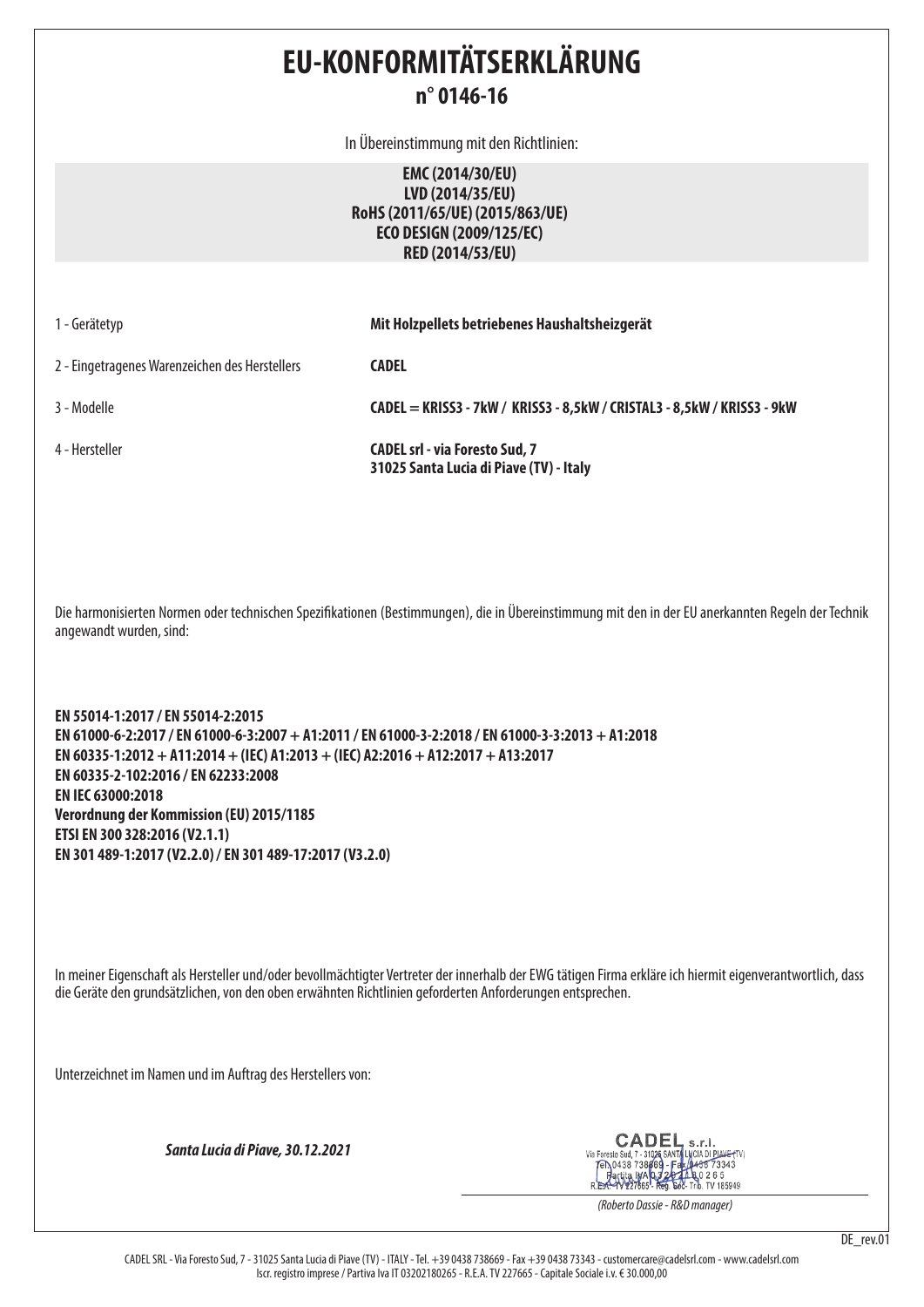# EU-KONFORMITÄTSERKLÄRUNG

## n° 0146-16

In Übereinstimmung mit den Richtlinien:

**EMC (2014/30/EU)**
**LVD (2014/35/EU)**
**RoHS (2011/65/UE) (2015/863/UE)**
**ECO DESIGN (2009/125/EC)**
**RED (2014/53/EU)**

| | |
|---|---|
| 1 - Gerätetyp | **Mit Holzpellets betriebenes Haushaltsheizgerät** |
| 2 - Eingetragenes Warenzeichen des Herstellers | **CADEL** |
| 3 - Modelle | **CADEL = KRISS3 - 7kW / KRISS3 - 8,5kW / CRISTAL3 - 8,5kW / KRISS3 - 9kW** |
| 4 - Hersteller | **CADEL srl - via Foresto Sud, 7 31025 Santa Lucia di Piave (TV) - Italy** |

Die harmonisierten Normen oder technischen Spezifikationen (Bestimmungen), die in Übereinstimmung mit den in der EU anerkannten Regeln der Technik angewandt wurden, sind:

**EN 55014-1:2017 / EN 55014-2:2015**
**EN 61000-6-2:2017 / EN 61000-6-3:2007 + A1:2011 / EN 61000-3-2:2018 / EN 61000-3-3:2013 + A1:2018**
**EN 60335-1:2012 + A11:2014 + (IEC) A1:2013 + (IEC) A2:2016 + A12:2017 + A13:2017**
**EN 60335-2-102:2016 / EN 62233:2008**
**EN IEC 63000:2018**
**Verordnung der Kommission (EU) 2015/1185**
**ETSI EN 300 328:2016 (V2.1.1)**
**EN 301 489-1:2017 (V2.2.0) / EN 301 489-17:2017 (V3.2.0)**

In meiner Eigenschaft als Hersteller und/oder bevollmächtigter Vertreter der innerhalb der EWG tätigen Firma erkläre ich hiermit eigenverantwortlich, dass die Geräte den grundsätzlichen, von den oben erwähnten Richtlinien geforderten Anforderungen entsprechen.

Unterzeichnet im Namen und im Auftrag des Herstellers von:

***Santa Lucia di Piave, 30.12.2021***

CADEL s.r.l.
Via Foresto Sud, 7 - 31025 SANTA LUCIA DI PIAVE (TV)
Tel. 0438 738669 - Fax 0438 73343
Partita IVA 03202180265
R.E.A. TV 227665 - Reg. Soc. Trib. TV 185949

*(Roberto Dassie - R&D manager)*

DE_rev.01

CADEL SRL - Via Foresto Sud, 7 - 31025 Santa Lucia di Piave (TV) - ITALY - Tel. +39 0438 738669 - Fax +39 0438 73343 - customercare@cadelsrl.com - www.cadelsrl.com
Iscr. registro imprese / Partiva Iva IT 03202180265 - R.E.A. TV 227665 - Capitale Sociale i.v. € 30.000,00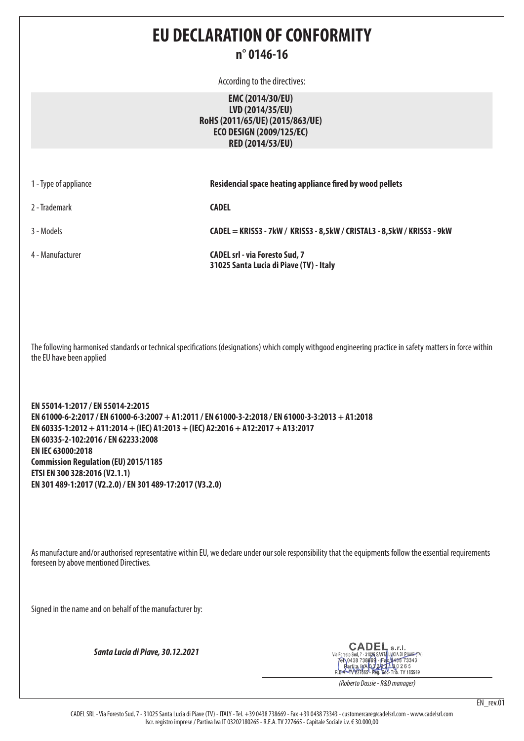# EU DECLARATION OF CONFORMITY

## n° 0146-16

According to the directives:

**EMC (2014/30/EU)**
**LVD (2014/35/EU)**
**RoHS (2011/65/UE) (2015/863/UE)**
**ECO DESIGN (2009/125/EC)**
**RED (2014/53/EU)**

| | |
|---|---|
| 1 - Type of appliance | **Residencial space heating appliance fired by wood pellets** |
| 2 - Trademark | **CADEL** |
| 3 - Models | **CADEL = KRISS3 - 7kW / KRISS3 - 8,5kW / CRISTAL3 - 8,5kW / KRISS3 - 9kW** |
| 4 - Manufacturer | **CADEL srl - via Foresto Sud, 7**<br>**31025 Santa Lucia di Piave (TV) - Italy** |

The following harmonised standards or technical specifications (designations) which comply withgood engineering practice in safety matters in force within the EU have been applied

**EN 55014-1:2017 / EN 55014-2:2015**
**EN 61000-6-2:2017 / EN 61000-6-3:2007 + A1:2011 / EN 61000-3-2:2018 / EN 61000-3-3:2013 + A1:2018**
**EN 60335-1:2012 + A11:2014 + (IEC) A1:2013 + (IEC) A2:2016 + A12:2017 + A13:2017**
**EN 60335-2-102:2016 / EN 62233:2008**
**EN IEC 63000:2018**
**Commission Regulation (EU) 2015/1185**
**ETSI EN 300 328:2016 (V2.1.1)**
**EN 301 489-1:2017 (V2.2.0) / EN 301 489-17:2017 (V3.2.0)**

As manufacture and/or authorised representative within EU, we declare under our sole responsibility that the equipments follow the essential requirements foreseen by above mentioned Directives.

Signed in the name and on behalf of the manufacturer by:

***Santa Lucia di Piave, 30.12.2021***

CADEL s.r.l.
Via Foresto Sud, 7 - 31025 SANTA LUCIA DI PIAVE (TV)
Tel. 0438 738669 - Fax 0438 73343
Partita IVA 03202180265
R.E.A. TV 227665 - Reg. Soc. Trib. TV 185949

*(Roberto Dassie - R&D manager)*

EN_rev.01

CADEL SRL - Via Foresto Sud, 7 - 31025 Santa Lucia di Piave (TV) - ITALY - Tel. +39 0438 738669 - Fax +39 0438 73343 - customercare@cadelsrl.com - www.cadelsrl.com
Iscr. registro imprese / Partiva Iva IT 03202180265 - R.E.A. TV 227665 - Capitale Sociale i.v. € 30.000,00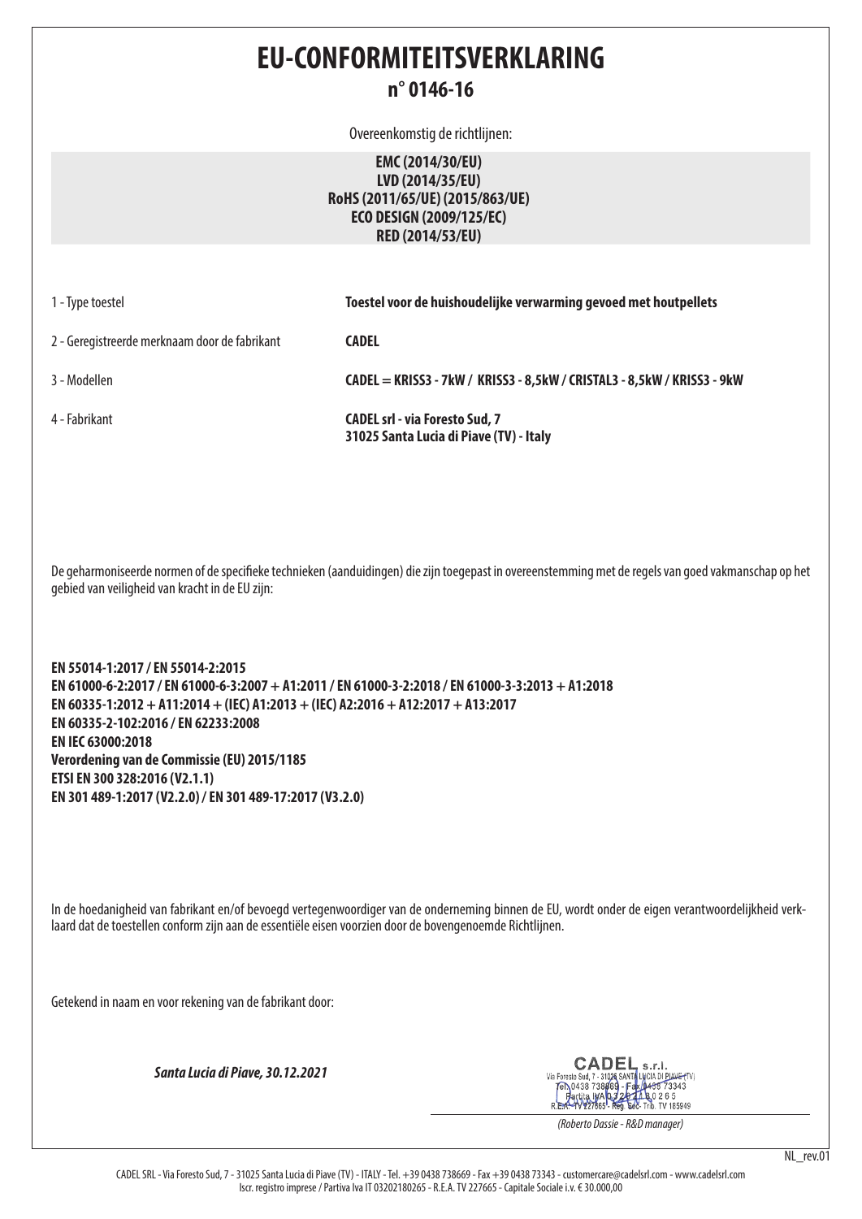# EU-CONFORMITEITSVERKLARING

## n° 0146-16

Overeenkomstig de richtlijnen:

**EMC (2014/30/EU)**
**LVD (2014/35/EU)**
**RoHS (2011/65/UE) (2015/863/UE)**
**ECO DESIGN (2009/125/EC)**
**RED (2014/53/EU)**

| | |
|---|---|
| 1 - Type toestel | **Toestel voor de huishoudelijke verwarming gevoed met houtpellets** |
| 2 - Geregistreerde merknaam door de fabrikant | **CADEL** |
| 3 - Modellen | **CADEL = KRISS3 - 7kW / KRISS3 - 8,5kW / CRISTAL3 - 8,5kW / KRISS3 - 9kW** |
| 4 - Fabrikant | **CADEL srl - via Foresto Sud, 7**<br>**31025 Santa Lucia di Piave (TV) - Italy** |

De geharmoniseerde normen of de specifieke technieken (aanduidingen) die zijn toegepast in overeenstemming met de regels van goed vakmanschap op het gebied van veiligheid van kracht in de EU zijn:

**EN 55014-1:2017 / EN 55014-2:2015**
**EN 61000-6-2:2017 / EN 61000-6-3:2007 + A1:2011 / EN 61000-3-2:2018 / EN 61000-3-3:2013 + A1:2018**
**EN 60335-1:2012 + A11:2014 + (IEC) A1:2013 + (IEC) A2:2016 + A12:2017 + A13:2017**
**EN 60335-2-102:2016 / EN 62233:2008**
**EN IEC 63000:2018**
**Verordening van de Commissie (EU) 2015/1185**
**ETSI EN 300 328:2016 (V2.1.1)**
**EN 301 489-1:2017 (V2.2.0) / EN 301 489-17:2017 (V3.2.0)**

In de hoedanigheid van fabrikant en/of bevoegd vertegenwoordiger van de onderneming binnen de EU, wordt onder de eigen verantwoordelijkheid verklaard dat de toestellen conform zijn aan de essentiële eisen voorzien door de bovengenoemde Richtlijnen.

Getekend in naam en voor rekening van de fabrikant door:

***Santa Lucia di Piave, 30.12.2021***

CADEL s.r.l.
Via Foresto Sud, 7 - 31025 SANTA LUCIA DI PIAVE (TV)
Tel. 0438 738669 - Fax 0438 73343
Partita IVA 03202180265
R.E.A. TV 227665 - Reg. Soc. Trib. TV 185949

*(Roberto Dassie - R&D manager)*

NL_rev.01

CADEL SRL - Via Foresto Sud, 7 - 31025 Santa Lucia di Piave (TV) - ITALY - Tel. +39 0438 738669 - Fax +39 0438 73343 - customercare@cadelsrl.com - www.cadelsrl.com
Iscr. registro imprese / Partiva Iva IT 03202180265 - R.E.A. TV 227665 - Capitale Sociale i.v. € 30.000,00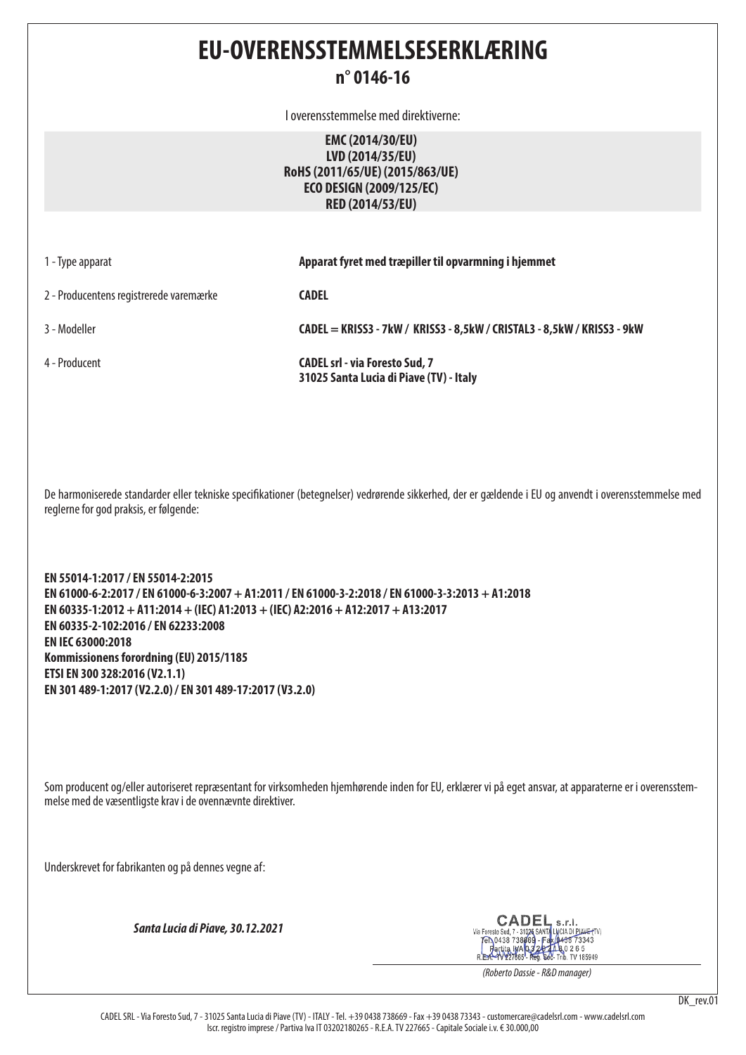# EU-OVERENSSTEMMELSESERKLÆRING

## n° 0146-16

I overensstemmelse med direktiverne:

**EMC (2014/30/EU)**
**LVD (2014/35/EU)**
**RoHS (2011/65/UE) (2015/863/UE)**
**ECO DESIGN (2009/125/EC)**
**RED (2014/53/EU)**

| | |
|---|---|
| 1 - Type apparat | **Apparat fyret med træpiller til opvarmning i hjemmet** |
| 2 - Producentens registrerede varemærke | **CADEL** |
| 3 - Modeller | **CADEL = KRISS3 - 7kW / KRISS3 - 8,5kW / CRISTAL3 - 8,5kW / KRISS3 - 9kW** |
| 4 - Producent | **CADEL srl - via Foresto Sud, 7**<br>**31025 Santa Lucia di Piave (TV) - Italy** |

De harmoniserede standarder eller tekniske specifikationer (betegnelser) vedrørende sikkerhed, der er gældende i EU og anvendt i overensstemmelse med reglerne for god praksis, er følgende:

**EN 55014-1:2017 / EN 55014-2:2015**
**EN 61000-6-2:2017 / EN 61000-6-3:2007 + A1:2011 / EN 61000-3-2:2018 / EN 61000-3-3:2013 + A1:2018**
**EN 60335-1:2012 + A11:2014 + (IEC) A1:2013 + (IEC) A2:2016 + A12:2017 + A13:2017**
**EN 60335-2-102:2016 / EN 62233:2008**
**EN IEC 63000:2018**
**Kommissionens forordning (EU) 2015/1185**
**ETSI EN 300 328:2016 (V2.1.1)**
**EN 301 489-1:2017 (V2.2.0) / EN 301 489-17:2017 (V3.2.0)**

Som producent og/eller autoriseret repræsentant for virksomheden hjemhørende inden for EU, erklærer vi på eget ansvar, at apparaterne er i overensstemmelse med de væsentligste krav i de ovennævnte direktiver.

Underskrevet for fabrikanten og på dennes vegne af:

***Santa Lucia di Piave, 30.12.2021***

CADEL s.r.l.
Via Foresto Sud, 7 - 31025 SANTA LUCIA DI PIAVE (TV)
Tel. 0438 738669 - Fax 0438 73343
Partita IVA 03202180265
R.E.A. TV 227665 - Reg. Soc. Trib. TV 185949

*(Roberto Dassie - R&D manager)*

DK_rev.01

CADEL SRL - Via Foresto Sud, 7 - 31025 Santa Lucia di Piave (TV) - ITALY - Tel. +39 0438 738669 - Fax +39 0438 73343 - customercare@cadelsrl.com - www.cadelsrl.com
Iscr. registro imprese / Partiva Iva IT 03202180265 - R.E.A. TV 227665 - Capitale Sociale i.v. € 30.000,00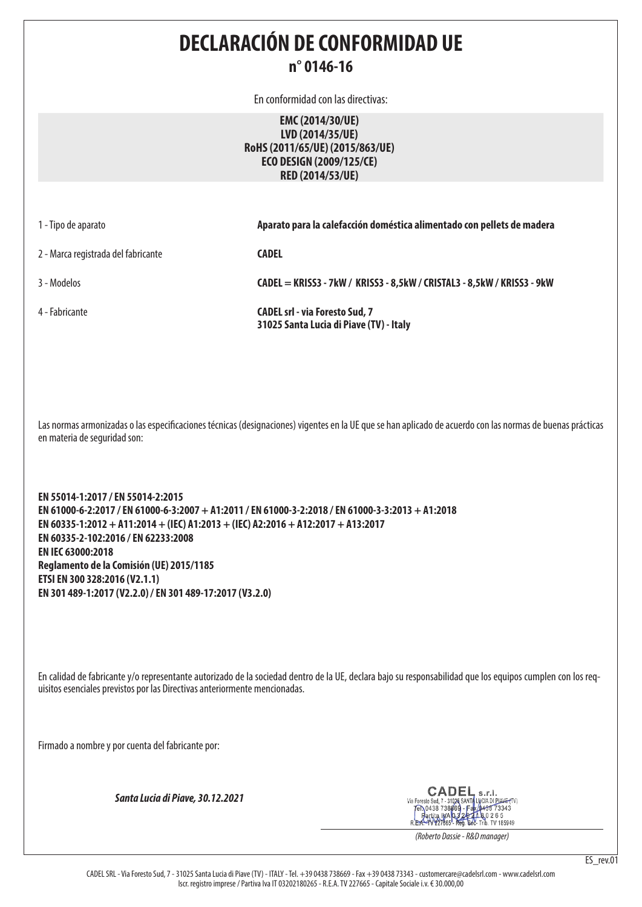# DECLARACIÓN DE CONFORMIDAD UE

## n° 0146-16

En conformidad con las directivas:

**EMC (2014/30/UE)**
**LVD (2014/35/UE)**
**RoHS (2011/65/UE) (2015/863/UE)**
**ECO DESIGN (2009/125/CE)**
**RED (2014/53/UE)**

| | |
|---|---|
| 1 - Tipo de aparato | **Aparato para la calefacción doméstica alimentado con pellets de madera** |
| 2 - Marca registrada del fabricante | **CADEL** |
| 3 - Modelos | **CADEL = KRISS3 - 7kW / KRISS3 - 8,5kW / CRISTAL3 - 8,5kW / KRISS3 - 9kW** |
| 4 - Fabricante | **CADEL srl - via Foresto Sud, 7 31025 Santa Lucia di Piave (TV) - Italy** |

Las normas armonizadas o las especificaciones técnicas (designaciones) vigentes en la UE que se han aplicado de acuerdo con las normas de buenas prácticas en materia de seguridad son:

**EN 55014-1:2017 / EN 55014-2:2015**
**EN 61000-6-2:2017 / EN 61000-6-3:2007 + A1:2011 / EN 61000-3-2:2018 / EN 61000-3-3:2013 + A1:2018**
**EN 60335-1:2012 + A11:2014 + (IEC) A1:2013 + (IEC) A2:2016 + A12:2017 + A13:2017**
**EN 60335-2-102:2016 / EN 62233:2008**
**EN IEC 63000:2018**
**Reglamento de la Comisión (UE) 2015/1185**
**ETSI EN 300 328:2016 (V2.1.1)**
**EN 301 489-1:2017 (V2.2.0) / EN 301 489-17:2017 (V3.2.0)**

En calidad de fabricante y/o representante autorizado de la sociedad dentro de la UE, declara bajo su responsabilidad que los equipos cumplen con los requisitos esenciales previstos por las Directivas anteriormente mencionadas.

Firmado a nombre y por cuenta del fabricante por:

***Santa Lucia di Piave, 30.12.2021***

CADEL s.r.l.
Via Foresto Sud, 7 - 31025 SANTA LUCIA DI PIAVE (TV)
Tel. 0438 738669 - Fax 0438 73343
Partita IVA 03202180265
R.E.A. TV 227665 - Reg. Soc. Trib. TV 185949

*(Roberto Dassie - R&D manager)*

ES_rev.01

CADEL SRL - Via Foresto Sud, 7 - 31025 Santa Lucia di Piave (TV) - ITALY - Tel. +39 0438 738669 - Fax +39 0438 73343 - customercare@cadelsrl.com - www.cadelsrl.com
Iscr. registro imprese / Partiva Iva IT 03202180265 - R.E.A. TV 227665 - Capitale Sociale i.v. € 30.000,00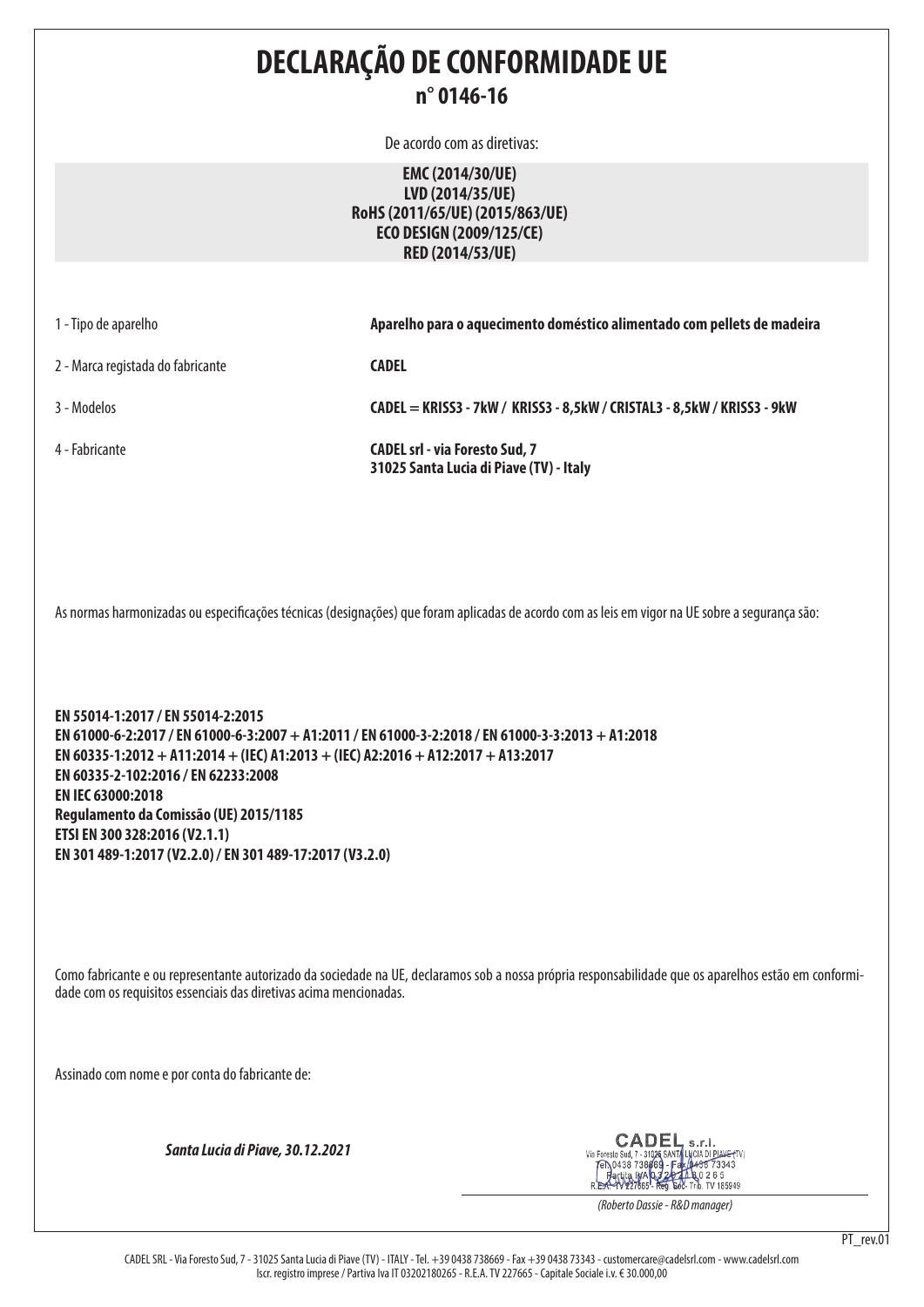# DECLARAÇÃO DE CONFORMIDADE UE

## n° 0146-16

De acordo com as diretivas:

**EMC (2014/30/UE)**
**LVD (2014/35/UE)**
**RoHS (2011/65/UE) (2015/863/UE)**
**ECO DESIGN (2009/125/CE)**
**RED (2014/53/UE)**

| | |
|---|---|
| 1 - Tipo de aparelho | **Aparelho para o aquecimento doméstico alimentado com pellets de madeira** |
| 2 - Marca registada do fabricante | **CADEL** |
| 3 - Modelos | **CADEL = KRISS3 - 7kW / KRISS3 - 8,5kW / CRISTAL3 - 8,5kW / KRISS3 - 9kW** |
| 4 - Fabricante | **CADEL srl - via Foresto Sud, 7**<br>**31025 Santa Lucia di Piave (TV) - Italy** |

As normas harmonizadas ou especificações técnicas (designações) que foram aplicadas de acordo com as leis em vigor na UE sobre a segurança são:

**EN 55014-1:2017 / EN 55014-2:2015**
**EN 61000-6-2:2017 / EN 61000-6-3:2007 + A1:2011 / EN 61000-3-2:2018 / EN 61000-3-3:2013 + A1:2018**
**EN 60335-1:2012 + A11:2014 + (IEC) A1:2013 + (IEC) A2:2016 + A12:2017 + A13:2017**
**EN 60335-2-102:2016 / EN 62233:2008**
**EN IEC 63000:2018**
**Regulamento da Comissão (UE) 2015/1185**
**ETSI EN 300 328:2016 (V2.1.1)**
**EN 301 489-1:2017 (V2.2.0) / EN 301 489-17:2017 (V3.2.0)**

Como fabricante e ou representante autorizado da sociedade na UE, declaramos sob a nossa própria responsabilidade que os aparelhos estão em conformidade com os requisitos essenciais das diretivas acima mencionadas.

Assinado com nome e por conta do fabricante de:

***Santa Lucia di Piave, 30.12.2021***

CADEL s.r.l.
Via Foresto Sud, 7 - 31025 SANTA LUCIA DI PIAVE (TV)
Tel. 0438 738669 - Fax 0438 73343
Partita IVA 03202180265
R.E.A. TV 227665 - Reg. Soc. Trib. TV 185949

*(Roberto Dassie - R&D manager)*

PT_rev.01

CADEL SRL - Via Foresto Sud, 7 - 31025 Santa Lucia di Piave (TV) - ITALY - Tel. +39 0438 738669 - Fax +39 0438 73343 - customercare@cadelsrl.com - www.cadelsrl.com
Iscr. registro imprese / Partiva Iva IT 03202180265 - R.E.A. TV 227665 - Capitale Sociale i.v. € 30.000,00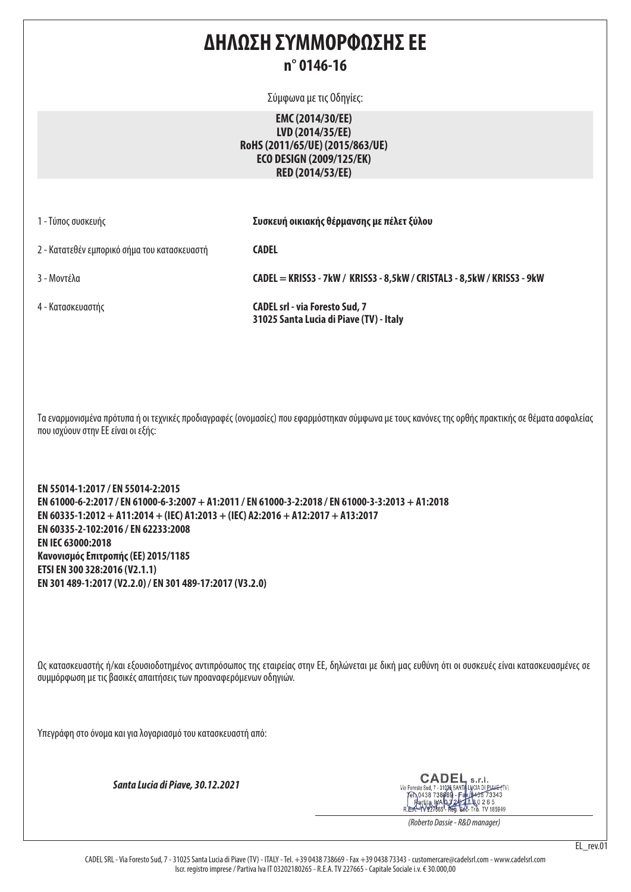# ΔΗΛΩΣΗ ΣΥΜΜΟΡΦΩΣΗΣ ΕΕ

## n° 0146-16

Σύμφωνα με τις Οδηγίες:

**EMC (2014/30/EE)**
**LVD (2014/35/EE)**
**RoHS (2011/65/UE) (2015/863/UE)**
**ECO DESIGN (2009/125/EK)**
**RED (2014/53/EE)**

| | |
|---|---|
| 1 - Τύπος συσκευής | **Συσκευή οικιακής θέρμανσης με πέλετ ξύλου** |
| 2 - Κατατεθέν εμπορικό σήμα του κατασκευαστή | **CADEL** |
| 3 - Μοντέλα | **CADEL = KRISS3 - 7kW / KRISS3 - 8,5kW / CRISTAL3 - 8,5kW / KRISS3 - 9kW** |
| 4 - Κατασκευαστής | **CADEL srl - via Foresto Sud, 7**<br>**31025 Santa Lucia di Piave (TV) - Italy** |

Τα εναρμονισμένα πρότυπα ή οι τεχνικές προδιαγραφές (ονομασίες) που εφαρμόστηκαν σύμφωνα με τους κανόνες της ορθής πρακτικής σε θέματα ασφαλείας που ισχύουν στην ΕΕ είναι οι εξής:

**EN 55014-1:2017 / EN 55014-2:2015**
**EN 61000-6-2:2017 / EN 61000-6-3:2007 + A1:2011 / EN 61000-3-2:2018 / EN 61000-3-3:2013 + A1:2018**
**EN 60335-1:2012 + A11:2014 + (IEC) A1:2013 + (IEC) A2:2016 + A12:2017 + A13:2017**
**EN 60335-2-102:2016 / EN 62233:2008**
**EN IEC 63000:2018**
**Κανονισμός Επιτροπής (ΕΕ) 2015/1185**
**ETSI EN 300 328:2016 (V2.1.1)**
**EN 301 489-1:2017 (V2.2.0) / EN 301 489-17:2017 (V3.2.0)**

Ως κατασκευαστής ή/και εξουσιοδοτημένος αντιπρόσωπος της εταιρείας στην ΕΕ, δηλώνεται με δική μας ευθύνη ότι οι συσκευές είναι κατασκευασμένες σε συμμόρφωση με τις βασικές απαιτήσεις των προαναφερόμενων οδηγιών.

Υπεγράφη στο όνομα και για λογαριασμό του κατασκευαστή από:

***Santa Lucia di Piave, 30.12.2021***

CADEL s.r.l.
Via Foresto Sud, 7 - 31025 SANTA LUCIA DI PIAVE (TV)
Tel. 0438 738669 - Fax 0438 73343
Partita IVA 03202180265
R.E.A. TV 227665 - Reg. Soc. Trib. TV 185949

*(Roberto Dassie - R&D manager)*

EL_rev.01

CADEL SRL - Via Foresto Sud, 7 - 31025 Santa Lucia di Piave (TV) - ITALY - Tel. +39 0438 738669 - Fax +39 0438 73343 - customercare@cadelsrl.com - www.cadelsrl.com
Iscr. registro imprese / Partiva Iva IT 03202180265 - R.E.A. TV 227665 - Capitale Sociale i.v. € 30.000,00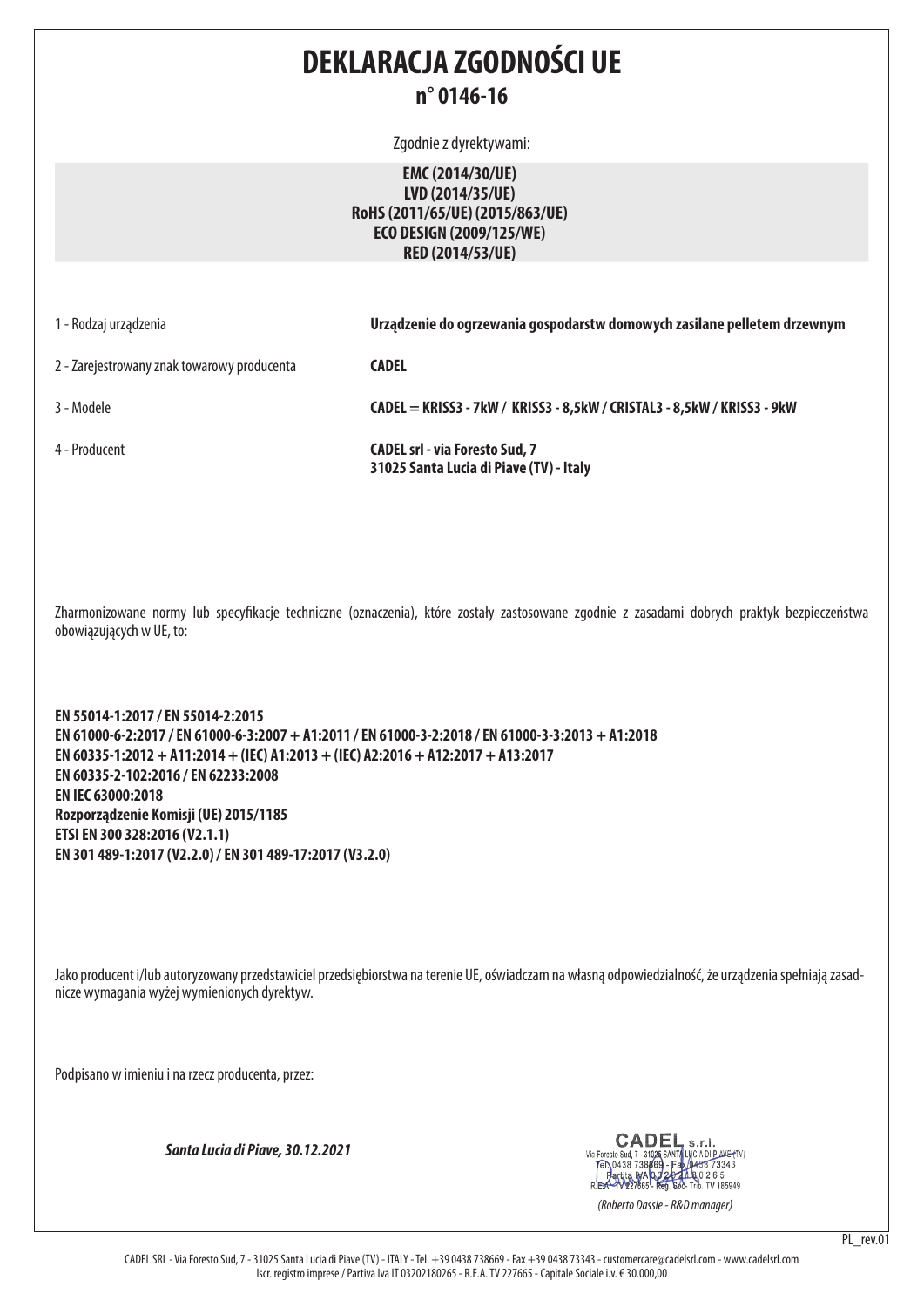# DEKLARACJA ZGODNOŚCI UE

## n° 0146-16

Zgodnie z dyrektywami:

**EMC (2014/30/UE)**
**LVD (2014/35/UE)**
**RoHS (2011/65/UE) (2015/863/UE)**
**ECO DESIGN (2009/125/WE)**
**RED (2014/53/UE)**

| | |
|---|---|
| 1 - Rodzaj urządzenia | **Urządzenie do ogrzewania gospodarstw domowych zasilane pelletem drzewnym** |
| 2 - Zarejestrowany znak towarowy producenta | **CADEL** |
| 3 - Modele | **CADEL = KRISS3 - 7kW / KRISS3 - 8,5kW / CRISTAL3 - 8,5kW / KRISS3 - 9kW** |
| 4 - Producent | **CADEL srl - via Foresto Sud, 7**<br>**31025 Santa Lucia di Piave (TV) - Italy** |

Zharmonizowane normy lub specyfikacje techniczne (oznaczenia), które zostały zastosowane zgodnie z zasadami dobrych praktyk bezpieczeństwa obowiązujących w UE, to:

**EN 55014-1:2017 / EN 55014-2:2015**
**EN 61000-6-2:2017 / EN 61000-6-3:2007 + A1:2011 / EN 61000-3-2:2018 / EN 61000-3-3:2013 + A1:2018**
**EN 60335-1:2012 + A11:2014 + (IEC) A1:2013 + (IEC) A2:2016 + A12:2017 + A13:2017**
**EN 60335-2-102:2016 / EN 62233:2008**
**EN IEC 63000:2018**
**Rozporządzenie Komisji (UE) 2015/1185**
**ETSI EN 300 328:2016 (V2.1.1)**
**EN 301 489-1:2017 (V2.2.0) / EN 301 489-17:2017 (V3.2.0)**

Jako producent i/lub autoryzowany przedstawiciel przedsiębiorstwa na terenie UE, oświadczam na własną odpowiedzialność, że urządzenia spełniają zasadnicze wymagania wyżej wymienionych dyrektyw.

Podpisano w imieniu i na rzecz producenta, przez:

***Santa Lucia di Piave, 30.12.2021***

CADEL s.r.l.
Via Foresto Sud, 7 - 31025 SANTA LUCIA DI PIAVE (TV)
Tel. 0438 738669 - Fax 0438 73343
Partita IVA 03202180265
R.E.A. TV 227665 - Reg. Soc. Trib. TV 185949

*(Roberto Dassie - R&D manager)*

PL_rev.01

CADEL SRL - Via Foresto Sud, 7 - 31025 Santa Lucia di Piave (TV) - ITALY - Tel. +39 0438 738669 - Fax +39 0438 73343 - customercare@cadelsrl.com - www.cadelsrl.com
Iscr. registro imprese / Partiva Iva IT 03202180265 - R.E.A. TV 227665 - Capitale Sociale i.v. € 30.000,00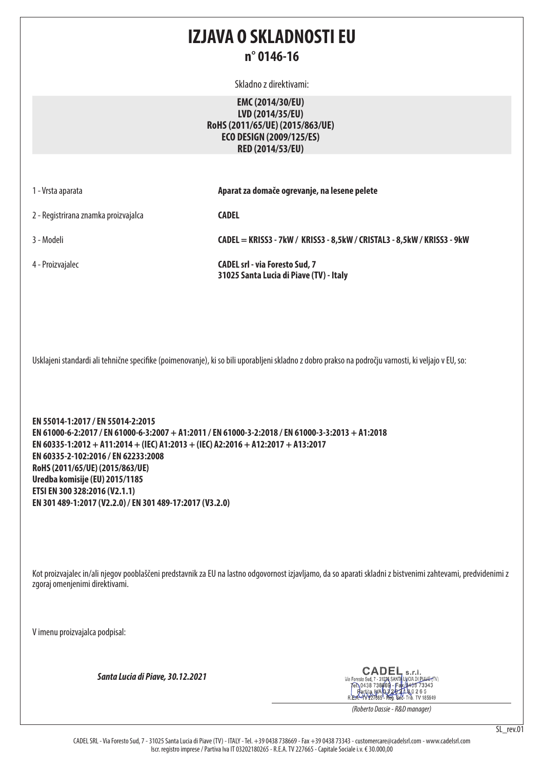# IZJAVA O SKLADNOSTI EU

## n° 0146-16

Skladno z direktivami:

**EMC (2014/30/EU)**
**LVD (2014/35/EU)**
**RoHS (2011/65/UE) (2015/863/UE)**
**ECO DESIGN (2009/125/ES)**
**RED (2014/53/EU)**

| | |
|---|---|
| 1 - Vrsta aparata | **Aparat za domače ogrevanje, na lesene pelete** |
| 2 - Registrirana znamka proizvajalca | **CADEL** |
| 3 - Modeli | **CADEL = KRISS3 - 7kW / KRISS3 - 8,5kW / CRISTAL3 - 8,5kW / KRISS3 - 9kW** |
| 4 - Proizvajalec | **CADEL srl - via Foresto Sud, 7<br>31025 Santa Lucia di Piave (TV) - Italy** |

Usklajeni standardi ali tehnične specifike (poimenovanje), ki so bili uporabljeni skladno z dobro prakso na področju varnosti, ki veljajo v EU, so:

**EN 55014-1:2017 / EN 55014-2:2015**
**EN 61000-6-2:2017 / EN 61000-6-3:2007 + A1:2011 / EN 61000-3-2:2018 / EN 61000-3-3:2013 + A1:2018**
**EN 60335-1:2012 + A11:2014 + (IEC) A1:2013 + (IEC) A2:2016 + A12:2017 + A13:2017**
**EN 60335-2-102:2016 / EN 62233:2008**
**RoHS (2011/65/UE) (2015/863/UE)**
**Uredba komisije (EU) 2015/1185**
**ETSI EN 300 328:2016 (V2.1.1)**
**EN 301 489-1:2017 (V2.2.0) / EN 301 489-17:2017 (V3.2.0)**

Kot proizvajalec in/ali njegov pooblaščeni predstavnik za EU na lastno odgovornost izjavljamo, da so aparati skladni z bistvenimi zahtevami, predvidenimi z zgoraj omenjenimi direktivami.

V imenu proizvajalca podpisal:

***Santa Lucia di Piave, 30.12.2021***

CADEL s.r.l.
Via Foresto Sud, 7 - 31025 SANTA LUCIA DI PIAVE (TV)
Tel. 0438 738669 - Fax 0438 73343
Partita IVA 03202180265
R.E.A. TV 227665 - Reg. Soc. Trib. TV 185949

*(Roberto Dassie - R&D manager)*

SL_rev.01

CADEL SRL - Via Foresto Sud, 7 - 31025 Santa Lucia di Piave (TV) - ITALY - Tel. +39 0438 738669 - Fax +39 0438 73343 - customercare@cadelsrl.com - www.cadelsrl.com
Iscr. registro imprese / Partiva Iva IT 03202180265 - R.E.A. TV 227665 - Capitale Sociale i.v. € 30.000,00